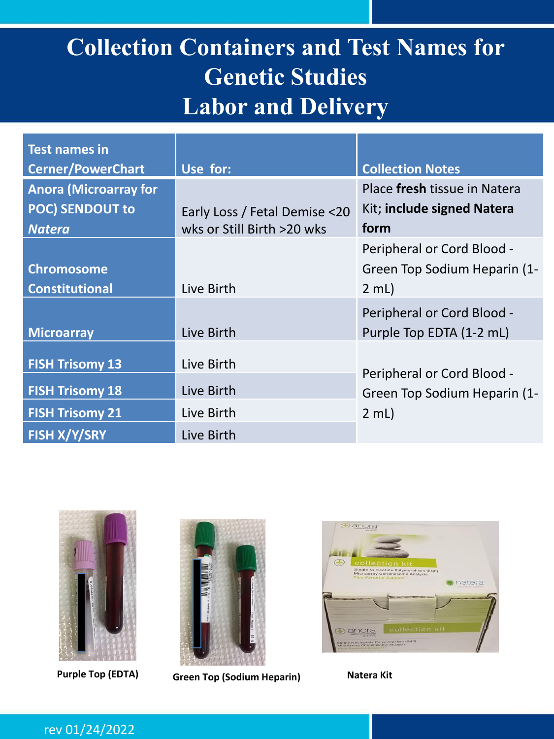# Collection Containers and Test Names for Genetic Studies
# Labor and Delivery

| Test names in Cerner/PowerChart | Use for: | Collection Notes |
|---|---|---|
| **Anora (Microarray for POC) SENDOUT to *Natera*** | Early Loss / Fetal Demise <20 wks or Still Birth >20 wks | Place **fresh** tissue in Natera Kit; **include signed Natera form** |
| **Chromosome Constitutional** | Live Birth | Peripheral or Cord Blood - Green Top Sodium Heparin (1-2 mL) |
| **Microarray** | Live Birth | Peripheral or Cord Blood - Purple Top EDTA (1-2 mL) |
| **FISH Trisomy 13** | Live Birth | Peripheral or Cord Blood - Green Top Sodium Heparin (1-2 mL) |
| **FISH Trisomy 18** | Live Birth | |
| **FISH Trisomy 21** | Live Birth | |
| **FISH X/Y/SRY** | Live Birth | |

**Purple Top (EDTA)**

**Green Top (Sodium Heparin)**

**Natera Kit**

rev 01/24/2022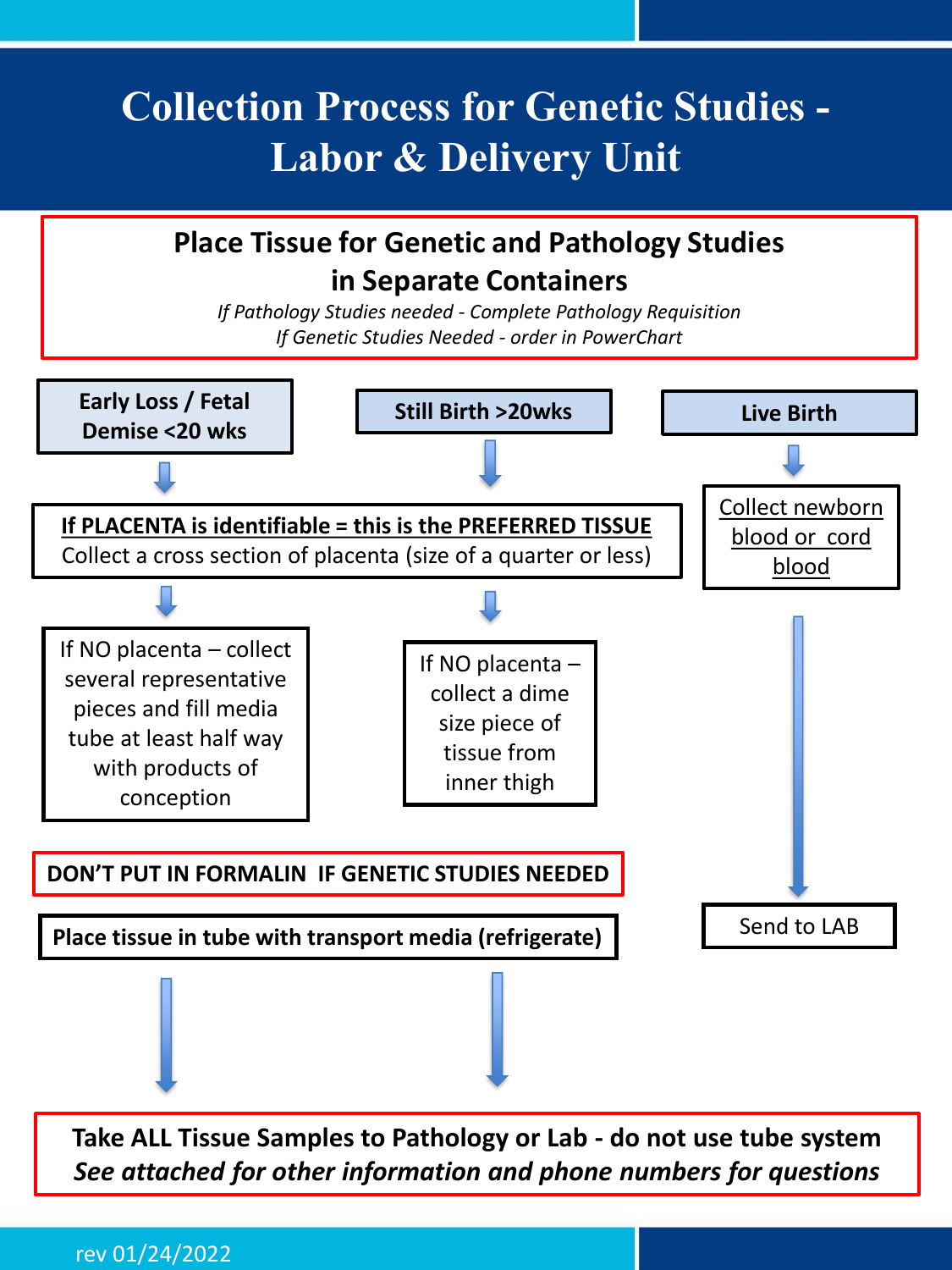# Collection Process for Genetic Studies - Labor & Delivery Unit

**Place Tissue for Genetic and Pathology Studies in Separate Containers**

*If Pathology Studies needed - Complete Pathology Requisition*
*If Genetic Studies Needed - order in PowerChart*

### Early Loss / Fetal Demise <20 wks

**If PLACENTA is identifiable = this is the PREFERRED TISSUE**
Collect a cross section of placenta (size of a quarter or less)

If NO placenta – collect several representative pieces and fill media tube at least half way with products of conception

### Still Birth >20wks

**If PLACENTA is identifiable = this is the PREFERRED TISSUE**
Collect a cross section of placenta (size of a quarter or less)

If NO placenta – collect a dime size piece of tissue from inner thigh

**DON'T PUT IN FORMALIN IF GENETIC STUDIES NEEDED**

**Place tissue in tube with transport media (refrigerate)**

### Live Birth

Collect newborn blood or cord blood

Send to LAB

**Take ALL Tissue Samples to Pathology or Lab - do not use tube system**
***See attached for other information and phone numbers for questions***

rev 01/24/2022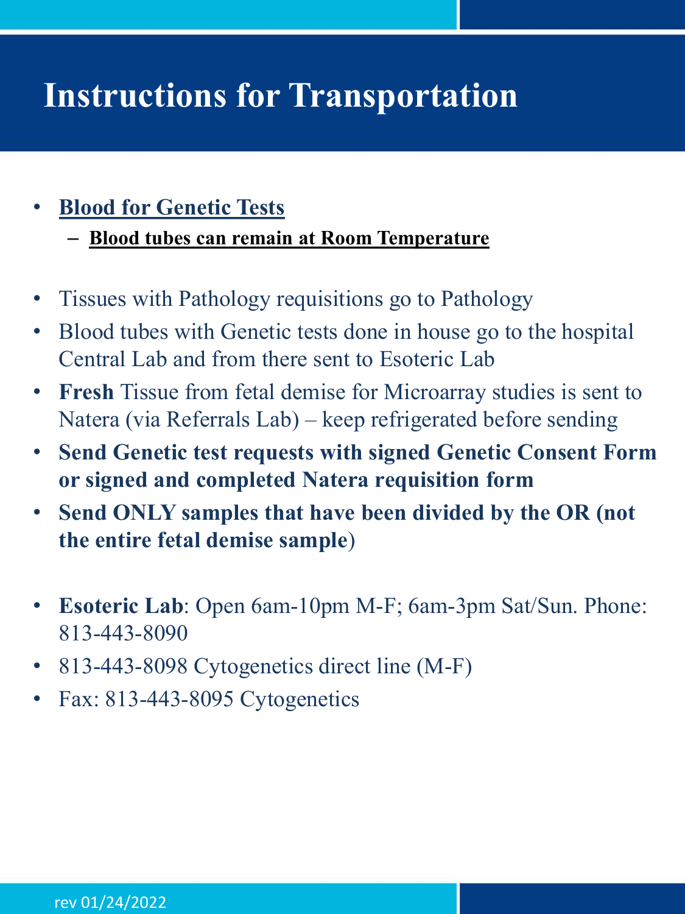# Instructions for Transportation

- **Blood for Genetic Tests**
  - **Blood tubes can remain at Room Temperature**

- Tissues with Pathology requisitions go to Pathology
- Blood tubes with Genetic tests done in house go to the hospital Central Lab and from there sent to Esoteric Lab
- **Fresh** Tissue from fetal demise for Microarray studies is sent to Natera (via Referrals Lab) – keep refrigerated before sending
- **Send Genetic test requests with signed Genetic Consent Form or signed and completed Natera requisition form**
- **Send ONLY samples that have been divided by the OR (not the entire fetal demise sample**)

- **Esoteric Lab**: Open 6am-10pm M-F; 6am-3pm Sat/Sun. Phone: 813-443-8090
- 813-443-8098 Cytogenetics direct line (M-F)
- Fax: 813-443-8095 Cytogenetics

rev 01/24/2022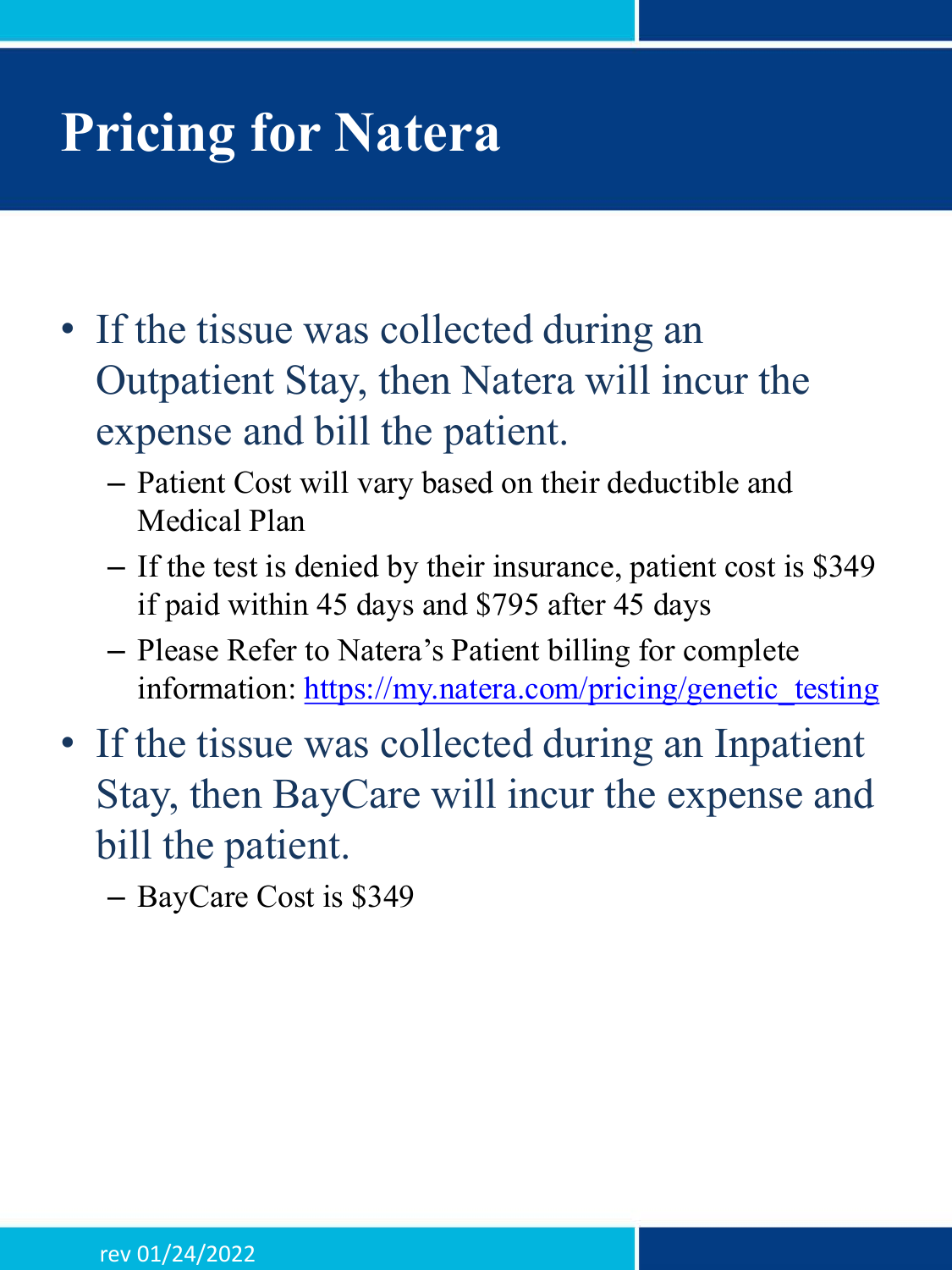# Pricing for Natera

- If the tissue was collected during an Outpatient Stay, then Natera will incur the expense and bill the patient.
  - Patient Cost will vary based on their deductible and Medical Plan
  - If the test is denied by their insurance, patient cost is $349 if paid within 45 days and $795 after 45 days
  - Please Refer to Natera's Patient billing for complete information: https://my.natera.com/pricing/genetic_testing
- If the tissue was collected during an Inpatient Stay, then BayCare will incur the expense and bill the patient.
  - BayCare Cost is $349

rev 01/24/2022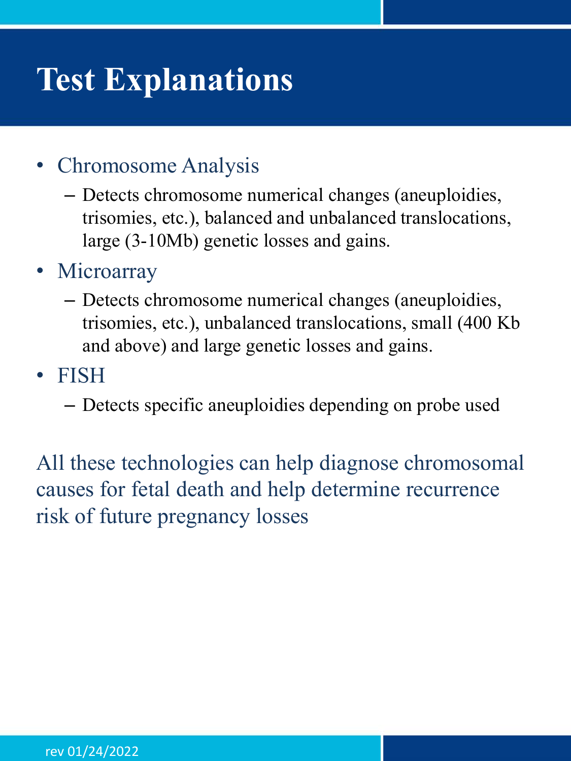# Test Explanations

- Chromosome Analysis
  - Detects chromosome numerical changes (aneuploidies, trisomies, etc.), balanced and unbalanced translocations, large (3-10Mb) genetic losses and gains.
- Microarray
  - Detects chromosome numerical changes (aneuploidies, trisomies, etc.), unbalanced translocations, small (400 Kb and above) and large genetic losses and gains.
- FISH
  - Detects specific aneuploidies depending on probe used

All these technologies can help diagnose chromosomal causes for fetal death and help determine recurrence risk of future pregnancy losses

rev 01/24/2022